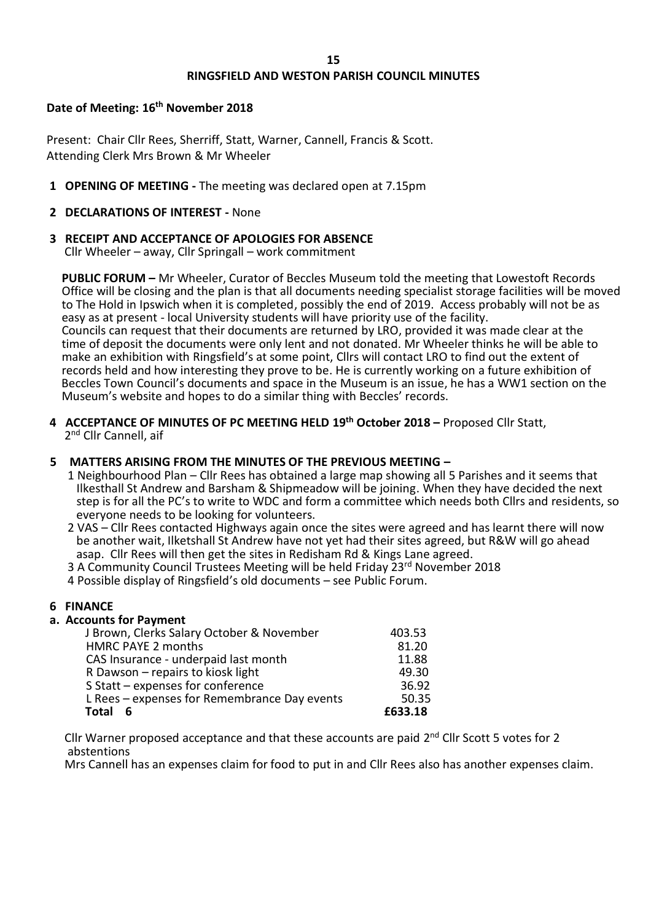# RINGSFIELD AND WESTON PARISH COUNCIL MINUTES

**Date of Meeting: 16th November 2018**

Present: Chair Cllr Rees, Sherriff, Statt, Warner, Cannell, Francis & Scott.
Attending Clerk Mrs Brown & Mr Wheeler

**1 OPENING OF MEETING -** The meeting was declared open at 7.15pm

**2 DECLARATIONS OF INTEREST -** None

**3 RECEIPT AND ACCEPTANCE OF APOLOGIES FOR ABSENCE**
Cllr Wheeler – away, Cllr Springall – work commitment

**PUBLIC FORUM –** Mr Wheeler, Curator of Beccles Museum told the meeting that Lowestoft Records Office will be closing and the plan is that all documents needing specialist storage facilities will be moved to The Hold in Ipswich when it is completed, possibly the end of 2019. Access probably will not be as easy as at present - local University students will have priority use of the facility.
Councils can request that their documents are returned by LRO, provided it was made clear at the time of deposit the documents were only lent and not donated. Mr Wheeler thinks he will be able to make an exhibition with Ringsfield's at some point, Cllrs will contact LRO to find out the extent of records held and how interesting they prove to be. He is currently working on a future exhibition of Beccles Town Council's documents and space in the Museum is an issue, he has a WW1 section on the Museum's website and hopes to do a similar thing with Beccles' records.

**4 ACCEPTANCE OF MINUTES OF PC MEETING HELD 19th October 2018 –** Proposed Cllr Statt, 2nd Cllr Cannell, aif

**5 MATTERS ARISING FROM THE MINUTES OF THE PREVIOUS MEETING –**

1 Neighbourhood Plan – Cllr Rees has obtained a large map showing all 5 Parishes and it seems that Ilkesthall St Andrew and Barsham & Shipmeadow will be joining. When they have decided the next step is for all the PC's to write to WDC and form a committee which needs both Cllrs and residents, so everyone needs to be looking for volunteers.

2 VAS – Cllr Rees contacted Highways again once the sites were agreed and has learnt there will now be another wait, Ilketshall St Andrew have not yet had their sites agreed, but R&W will go ahead asap. Cllr Rees will then get the sites in Redisham Rd & Kings Lane agreed.

3 A Community Council Trustees Meeting will be held Friday 23rd November 2018

4 Possible display of Ringsfield's old documents – see Public Forum.

**6 FINANCE**

**a. Accounts for Payment**

| | |
|---|---|
| J Brown, Clerks Salary October & November | 403.53 |
| HMRC PAYE 2 months | 81.20 |
| CAS Insurance - underpaid last month | 11.88 |
| R Dawson – repairs to kiosk light | 49.30 |
| S Statt – expenses for conference | 36.92 |
| L Rees – expenses for Remembrance Day events | 50.35 |
| **Total 6** | **£633.18** |

Cllr Warner proposed acceptance and that these accounts are paid 2nd Cllr Scott 5 votes for 2 abstentions

Mrs Cannell has an expenses claim for food to put in and Cllr Rees also has another expenses claim.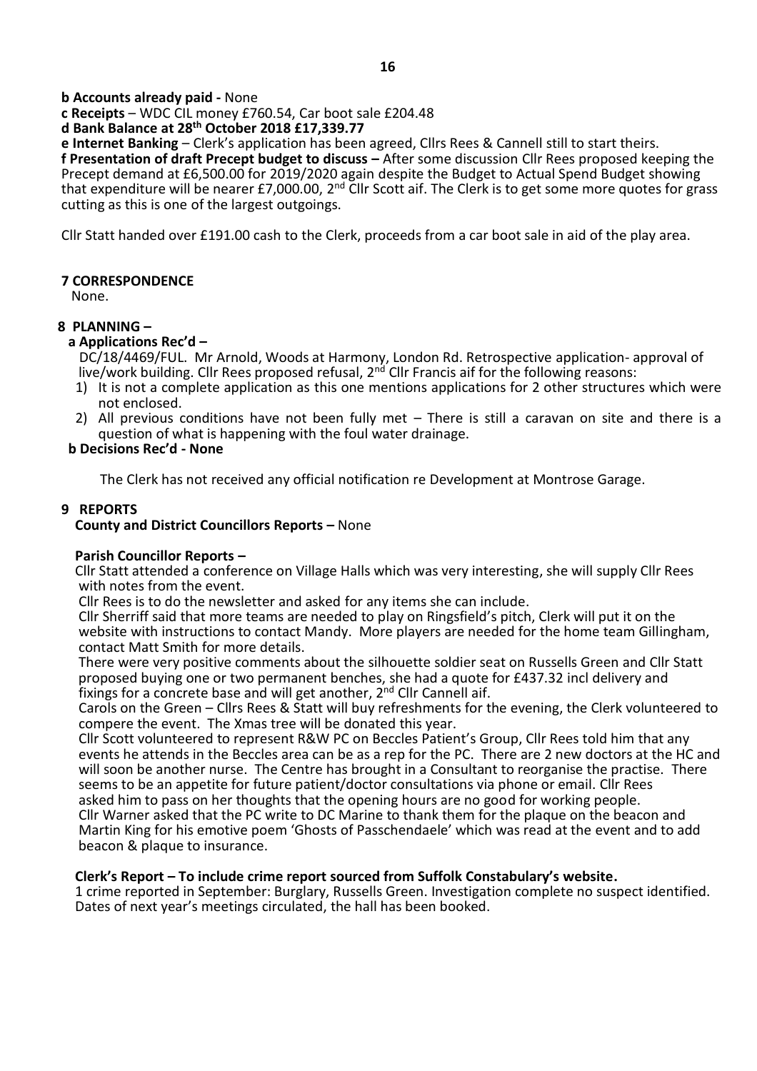**b Accounts already paid -** None

**c Receipts** – WDC CIL money £760.54, Car boot sale £204.48

**d Bank Balance at 28th October 2018 £17,339.77**

**e Internet Banking** – Clerk's application has been agreed, Cllrs Rees & Cannell still to start theirs.

**f Presentation of draft Precept budget to discuss –** After some discussion Cllr Rees proposed keeping the Precept demand at £6,500.00 for 2019/2020 again despite the Budget to Actual Spend Budget showing that expenditure will be nearer £7,000.00, 2nd Cllr Scott aif. The Clerk is to get some more quotes for grass cutting as this is one of the largest outgoings.

Cllr Statt handed over £191.00 cash to the Clerk, proceeds from a car boot sale in aid of the play area.

## 7 CORRESPONDENCE

None.

## 8 PLANNING –

**a Applications Rec'd –**

DC/18/4469/FUL. Mr Arnold, Woods at Harmony, London Rd. Retrospective application- approval of live/work building. Cllr Rees proposed refusal, 2nd Cllr Francis aif for the following reasons:

1) It is not a complete application as this one mentions applications for 2 other structures which were not enclosed.
2) All previous conditions have not been fully met – There is still a caravan on site and there is a question of what is happening with the foul water drainage.

**b Decisions Rec'd - None**

The Clerk has not received any official notification re Development at Montrose Garage.

## 9 REPORTS

**County and District Councillors Reports –** None

**Parish Councillor Reports –**

Cllr Statt attended a conference on Village Halls which was very interesting, she will supply Cllr Rees with notes from the event.

Cllr Rees is to do the newsletter and asked for any items she can include.

Cllr Sherriff said that more teams are needed to play on Ringsfield's pitch, Clerk will put it on the website with instructions to contact Mandy. More players are needed for the home team Gillingham, contact Matt Smith for more details.

There were very positive comments about the silhouette soldier seat on Russells Green and Cllr Statt proposed buying one or two permanent benches, she had a quote for £437.32 incl delivery and fixings for a concrete base and will get another, 2nd Cllr Cannell aif.

Carols on the Green – Cllrs Rees & Statt will buy refreshments for the evening, the Clerk volunteered to compere the event. The Xmas tree will be donated this year.

Cllr Scott volunteered to represent R&W PC on Beccles Patient's Group, Cllr Rees told him that any events he attends in the Beccles area can be as a rep for the PC. There are 2 new doctors at the HC and will soon be another nurse. The Centre has brought in a Consultant to reorganise the practise. There seems to be an appetite for future patient/doctor consultations via phone or email. Cllr Rees asked him to pass on her thoughts that the opening hours are no good for working people.

Cllr Warner asked that the PC write to DC Marine to thank them for the plaque on the beacon and Martin King for his emotive poem 'Ghosts of Passchendaele' which was read at the event and to add beacon & plaque to insurance.

**Clerk's Report – To include crime report sourced from Suffolk Constabulary's website.**

1 crime reported in September: Burglary, Russells Green. Investigation complete no suspect identified.

Dates of next year's meetings circulated, the hall has been booked.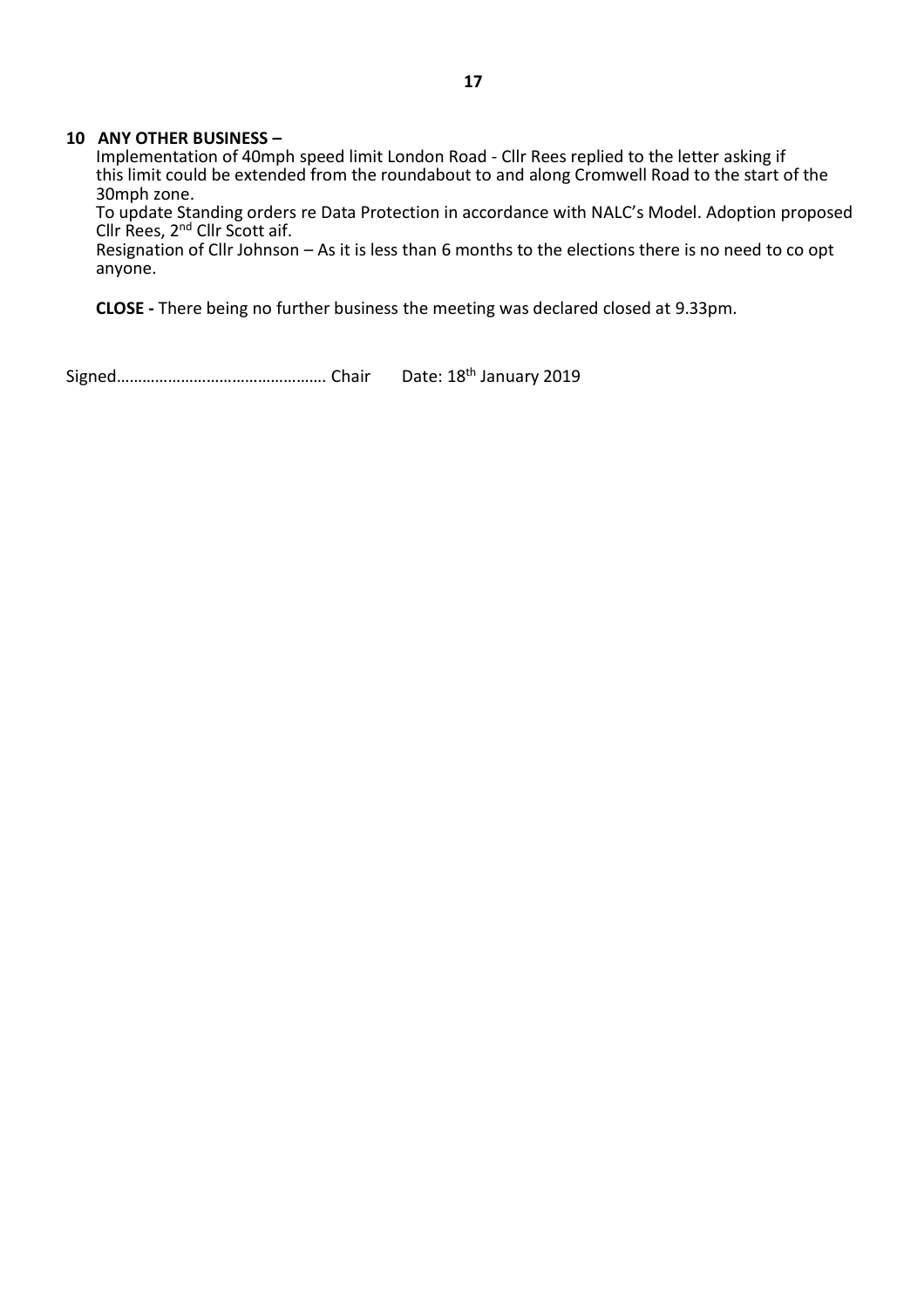**10 ANY OTHER BUSINESS –**

Implementation of 40mph speed limit London Road - Cllr Rees replied to the letter asking if this limit could be extended from the roundabout to and along Cromwell Road to the start of the 30mph zone.

To update Standing orders re Data Protection in accordance with NALC's Model. Adoption proposed Cllr Rees, 2nd Cllr Scott aif.

Resignation of Cllr Johnson – As it is less than 6 months to the elections there is no need to co opt anyone.

**CLOSE -** There being no further business the meeting was declared closed at 9.33pm.

Signed………………………………………… Chair Date: 18th January 2019